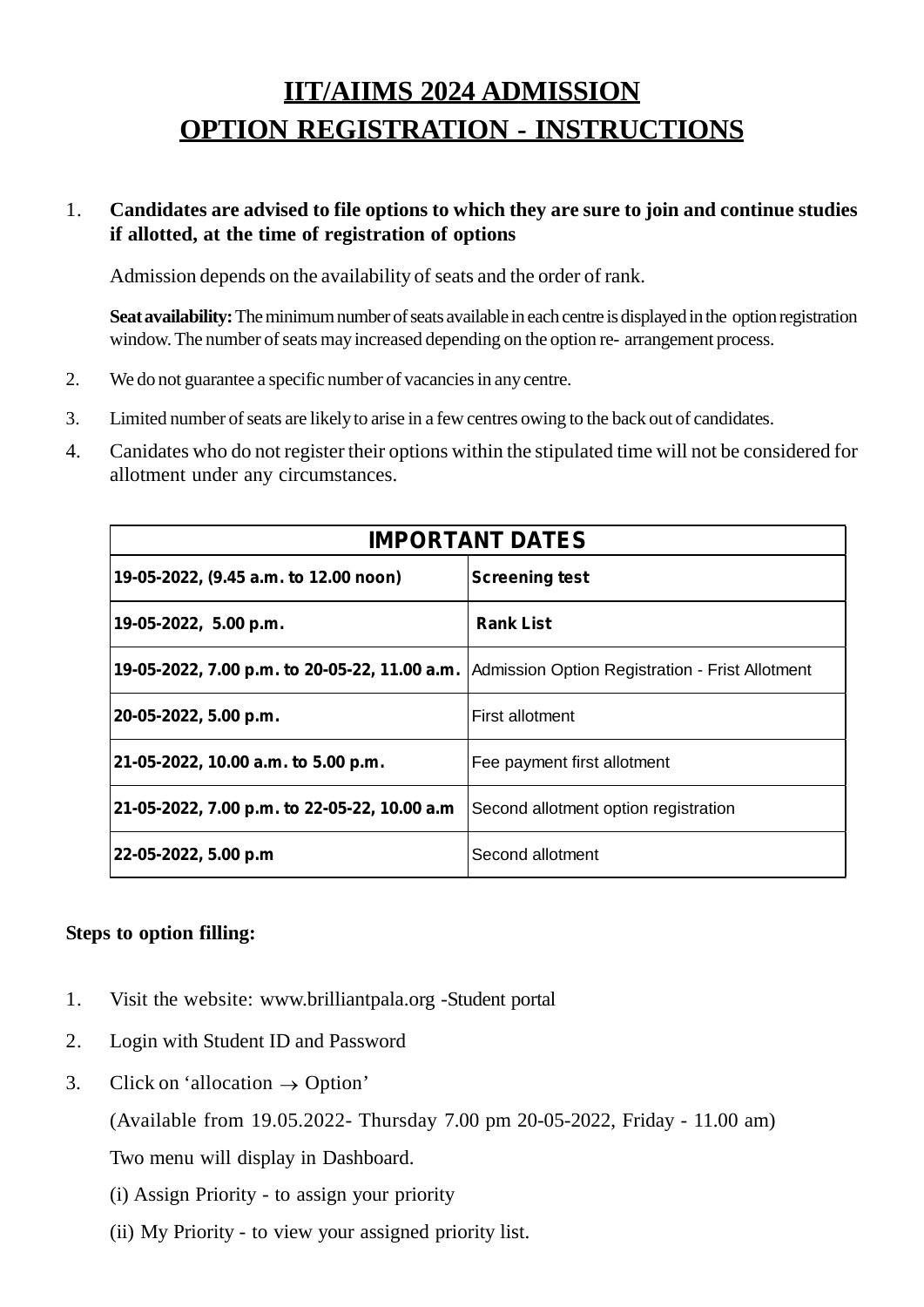# IIT/AIIMS 2024 ADMISSION
# OPTION REGISTRATION - INSTRUCTIONS

1. **Candidates are advised to file options to which they are sure to join and continue studies if allotted, at the time of registration of options**

   Admission depends on the availability of seats and the order of rank.

   **Seat availability:** The minimum number of seats available in each centre is displayed in the option registration window. The number of seats may increased depending on the option re- arrangement process.

2. We do not guarantee a specific number of vacancies in any centre.
3. Limited number of seats are likely to arise in a few centres owing to the back out of candidates.
4. Canidates who do not register their options within the stipulated time will not be considered for allotment under any circumstances.

| IMPORTANT DATES | |
|---|---|
| **19-05-2022, (9.45 a.m. to 12.00 noon)** | **Screening test** |
| **19-05-2022, 5.00 p.m.** | **Rank List** |
| **19-05-2022, 7.00 p.m. to 20-05-22, 11.00 a.m.** | Admission Option Registration - Frist Allotment |
| **20-05-2022, 5.00 p.m.** | First allotment |
| **21-05-2022, 10.00 a.m. to 5.00 p.m.** | Fee payment first allotment |
| **21-05-2022, 7.00 p.m. to 22-05-22, 10.00 a.m** | Second allotment option registration |
| **22-05-2022, 5.00 p.m** | Second allotment |

**Steps to option filling:**

1. Visit the website: www.brilliantpala.org -Student portal
2. Login with Student ID and Password
3. Click on 'allocation → Option'

   (Available from 19.05.2022- Thursday 7.00 pm 20-05-2022, Friday - 11.00 am)

   Two menu will display in Dashboard.

   (i) Assign Priority - to assign your priority

   (ii) My Priority - to view your assigned priority list.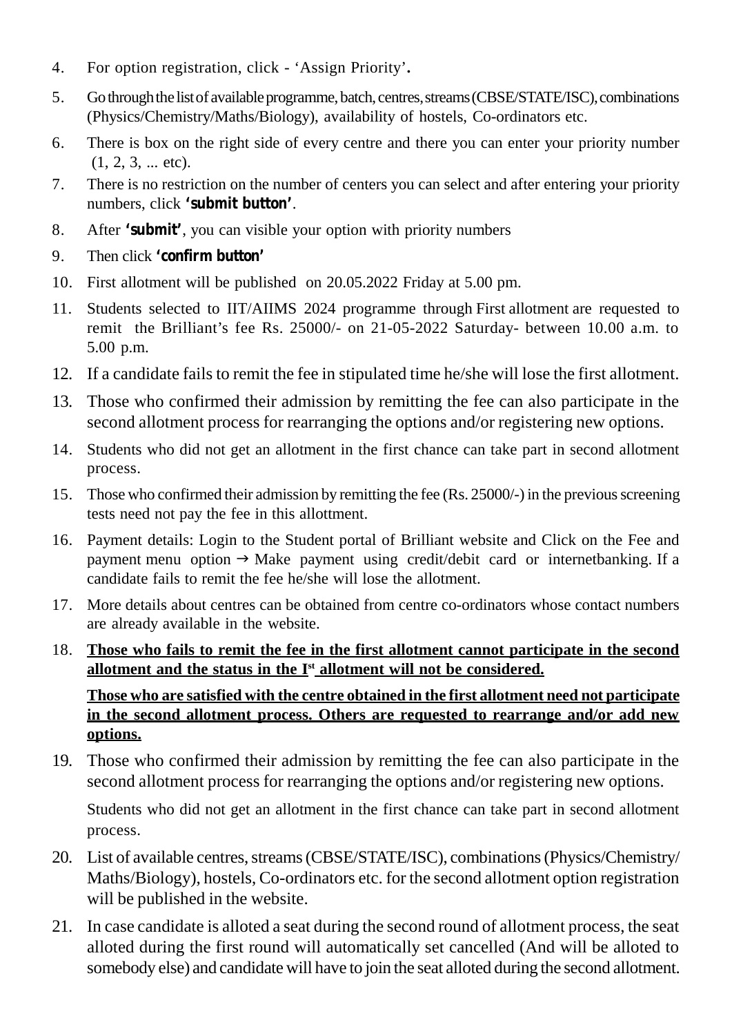4. For option registration, click - 'Assign Priority'**.**

5. Go through the list of available programme, batch, centres, streams (CBSE/STATE/ISC), combinations (Physics/Chemistry/Maths/Biology), availability of hostels, Co-ordinators etc.

6. There is box on the right side of every centre and there you can enter your priority number (1, 2, 3, ... etc).

7. There is no restriction on the number of centers you can select and after entering your priority numbers, click **'submit button'**.

8. After **'submit'**, you can visible your option with priority numbers

9. Then click **'confirm button'**

10. First allotment will be published on 20.05.2022 Friday at 5.00 pm.

11. Students selected to IIT/AIIMS 2024 programme through First allotment are requested to remit the Brilliant's fee Rs. 25000/- on 21-05-2022 Saturday- between 10.00 a.m. to 5.00 p.m.

12. If a candidate fails to remit the fee in stipulated time he/she will lose the first allotment.

13. Those who confirmed their admission by remitting the fee can also participate in the second allotment process for rearranging the options and/or registering new options.

14. Students who did not get an allotment in the first chance can take part in second allotment process.

15. Those who confirmed their admission by remitting the fee (Rs. 25000/-) in the previous screening tests need not pay the fee in this allottment.

16. Payment details: Login to the Student portal of Brilliant website and Click on the Fee and payment menu option → Make payment using credit/debit card or internetbanking. If a candidate fails to remit the fee he/she will lose the allotment.

17. More details about centres can be obtained from centre co-ordinators whose contact numbers are already available in the website.

18. **Those who fails to remit the fee in the first allotment cannot participate in the second allotment and the status in the I[st] allotment will not be considered.**

    **Those who are satisfied with the centre obtained in the first allotment need not participate in the second allotment process. Others are requested to rearrange and/or add new options.**

19. Those who confirmed their admission by remitting the fee can also participate in the second allotment process for rearranging the options and/or registering new options.

    Students who did not get an allotment in the first chance can take part in second allotment process.

20. List of available centres, streams (CBSE/STATE/ISC), combinations (Physics/Chemistry/Maths/Biology), hostels, Co-ordinators etc. for the second allotment option registration will be published in the website.

21. In case candidate is alloted a seat during the second round of allotment process, the seat alloted during the first round will automatically set cancelled (And will be alloted to somebody else) and candidate will have to join the seat alloted during the second allotment.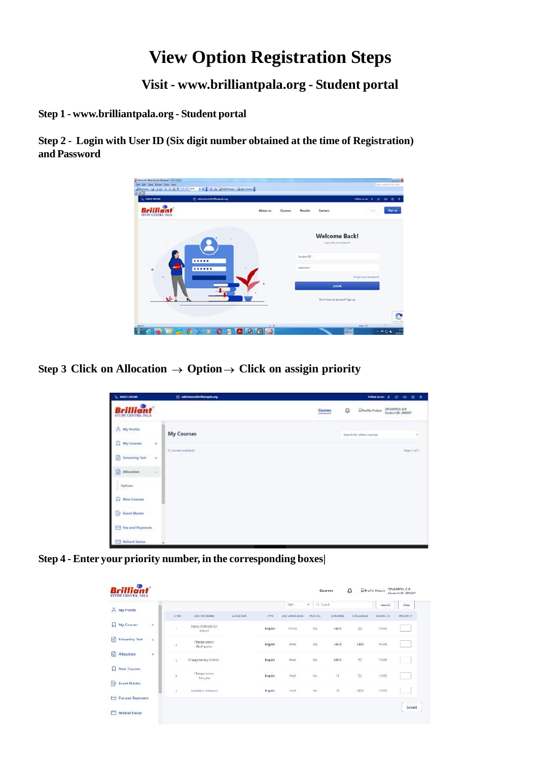# View Option Registration Steps

## Visit - www.brilliantpala.org - Student portal

**Step 1 - www.brilliantpala.org - Student portal**

**Step 2 - Login with User ID (Six digit number obtained at the time of Registration) and Password**

**Step 3 Click on Allocation → Option → Click on assigin priority**

**Step 4 - Enter your priority number, in the corresponding boxes|**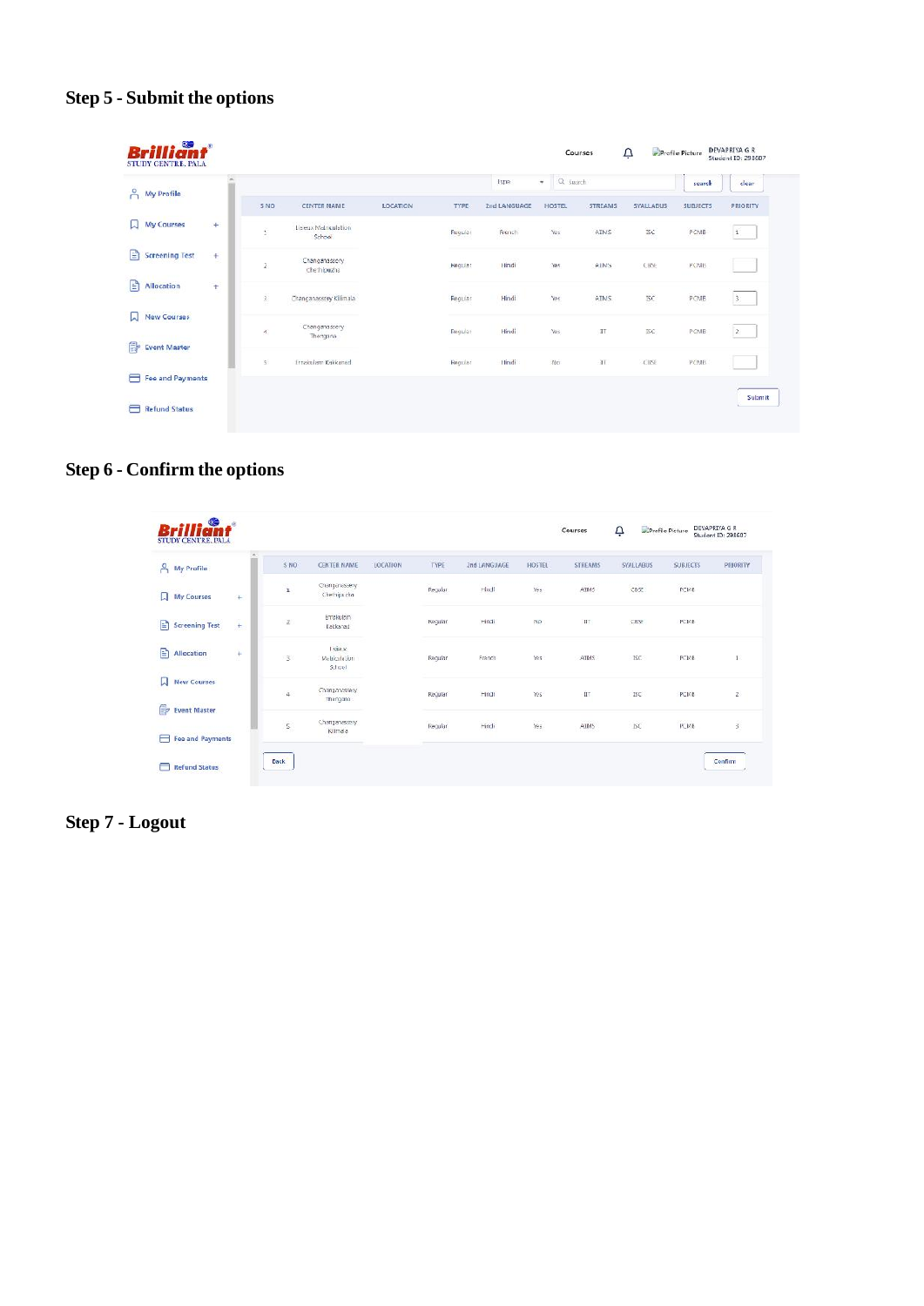## Step 5 - Submit the options

## Step 6 - Confirm the options

## Step 7 - Logout